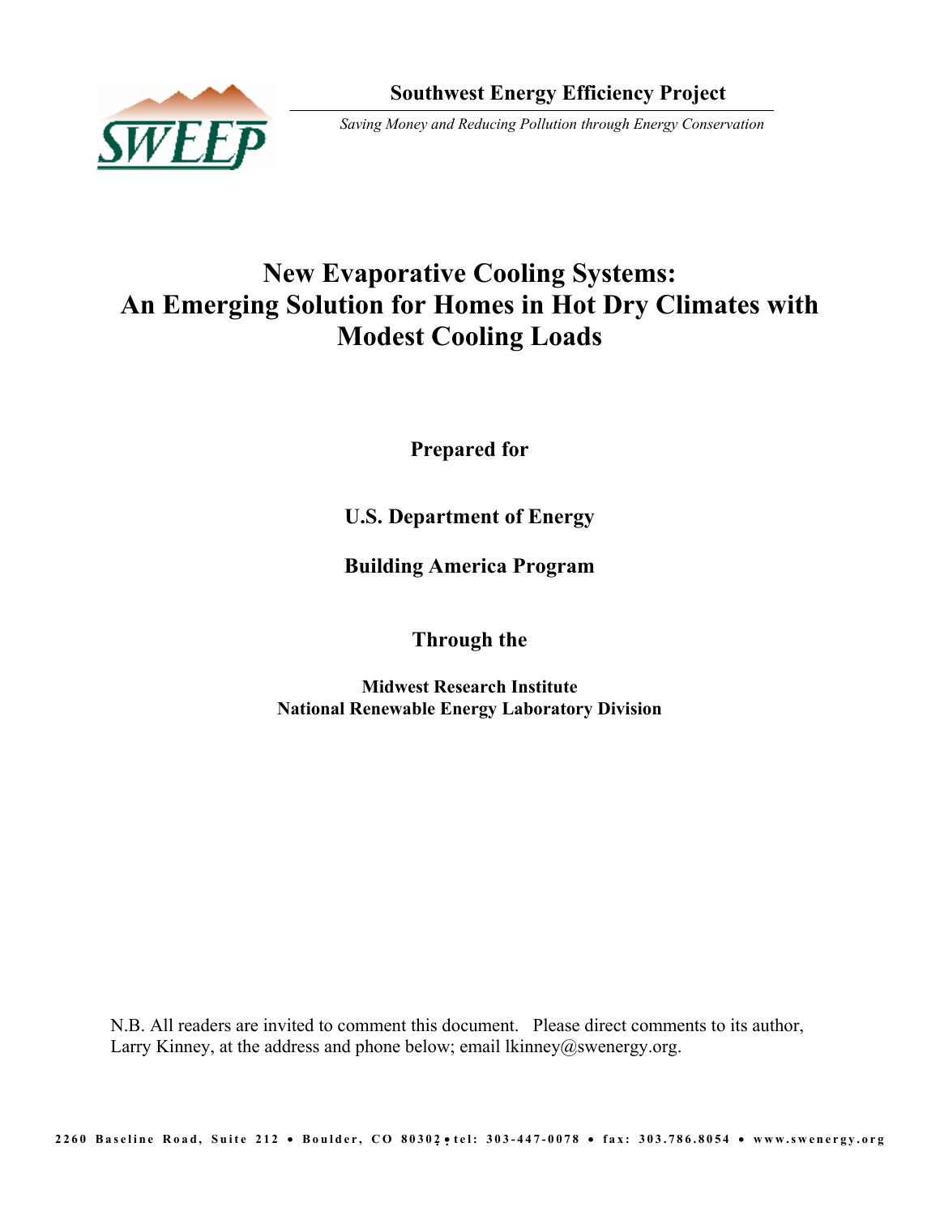**Southwest Energy Efficiency Project**

*Saving Money and Reducing Pollution through Energy Conservation*

# New Evaporative Cooling Systems: An Emerging Solution for Homes in Hot Dry Climates with Modest Cooling Loads

**Prepared for**

**U.S. Department of Energy**

**Building America Program**

**Through the**

**Midwest Research Institute**
**National Renewable Energy Laboratory Division**

N.B. All readers are invited to comment this document. Please direct comments to its author, Larry Kinney, at the address and phone below; email lkinney@swenergy.org.

2260 Baseline Road, Suite 212 • Boulder, CO 80302 • tel: 303-447-0078 • fax: 303.786.8054 • www.swenergy.org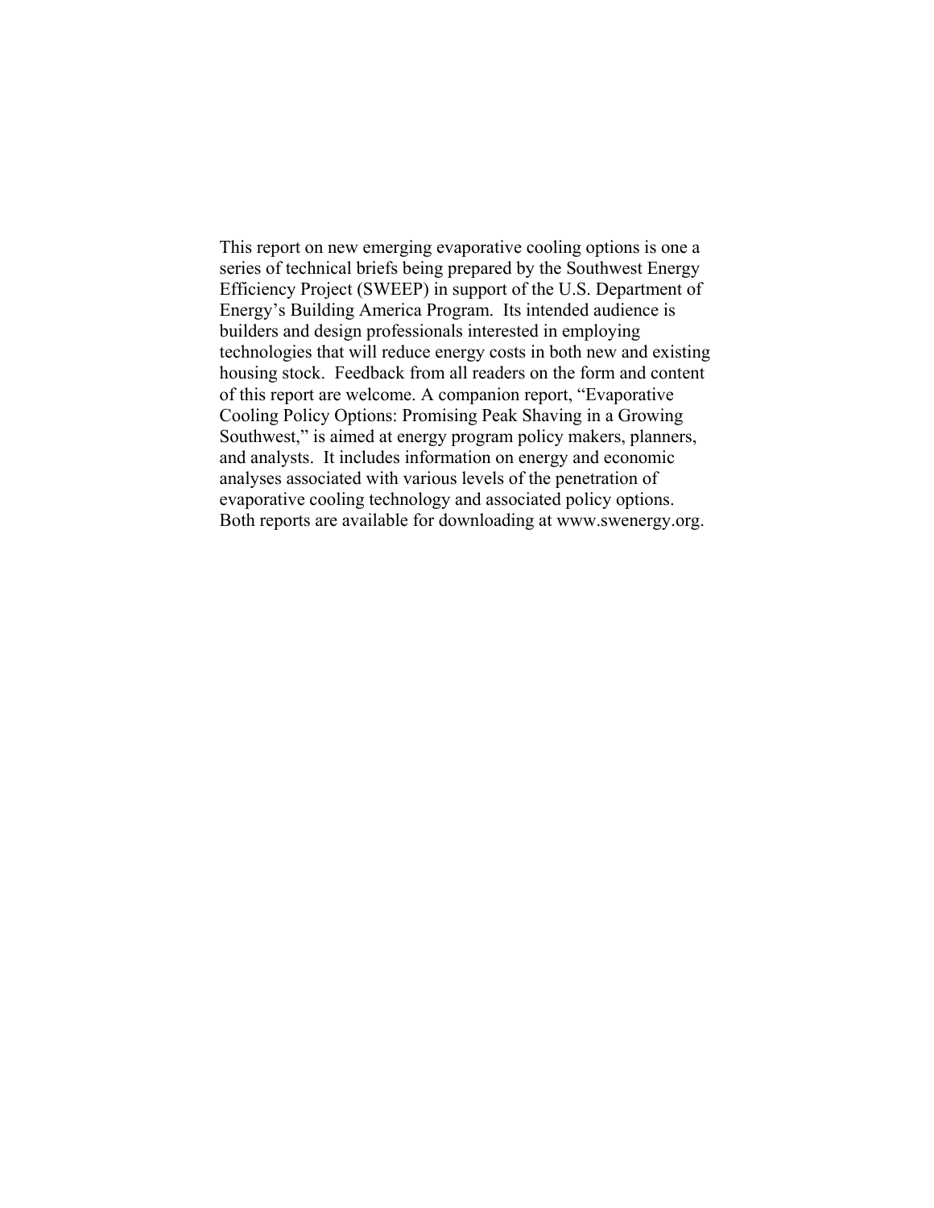This report on new emerging evaporative cooling options is one a series of technical briefs being prepared by the Southwest Energy Efficiency Project (SWEEP) in support of the U.S. Department of Energy's Building America Program. Its intended audience is builders and design professionals interested in employing technologies that will reduce energy costs in both new and existing housing stock. Feedback from all readers on the form and content of this report are welcome. A companion report, "Evaporative Cooling Policy Options: Promising Peak Shaving in a Growing Southwest," is aimed at energy program policy makers, planners, and analysts. It includes information on energy and economic analyses associated with various levels of the penetration of evaporative cooling technology and associated policy options. Both reports are available for downloading at www.swenergy.org.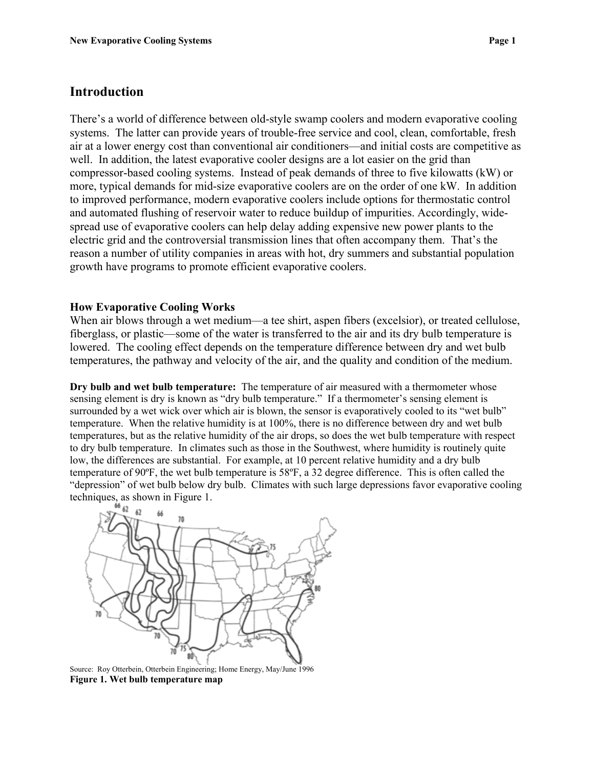## Introduction

There's a world of difference between old-style swamp coolers and modern evaporative cooling systems. The latter can provide years of trouble-free service and cool, clean, comfortable, fresh air at a lower energy cost than conventional air conditioners—and initial costs are competitive as well. In addition, the latest evaporative cooler designs are a lot easier on the grid than compressor-based cooling systems. Instead of peak demands of three to five kilowatts (kW) or more, typical demands for mid-size evaporative coolers are on the order of one kW. In addition to improved performance, modern evaporative coolers include options for thermostatic control and automated flushing of reservoir water to reduce buildup of impurities. Accordingly, wide-spread use of evaporative coolers can help delay adding expensive new power plants to the electric grid and the controversial transmission lines that often accompany them. That's the reason a number of utility companies in areas with hot, dry summers and substantial population growth have programs to promote efficient evaporative coolers.

### How Evaporative Cooling Works

When air blows through a wet medium—a tee shirt, aspen fibers (excelsior), or treated cellulose, fiberglass, or plastic—some of the water is transferred to the air and its dry bulb temperature is lowered. The cooling effect depends on the temperature difference between dry and wet bulb temperatures, the pathway and velocity of the air, and the quality and condition of the medium.

**Dry bulb and wet bulb temperature:** The temperature of air measured with a thermometer whose sensing element is dry is known as "dry bulb temperature." If a thermometer's sensing element is surrounded by a wet wick over which air is blown, the sensor is evaporatively cooled to its "wet bulb" temperature. When the relative humidity is at 100%, there is no difference between dry and wet bulb temperatures, but as the relative humidity of the air drops, so does the wet bulb temperature with respect to dry bulb temperature. In climates such as those in the Southwest, where humidity is routinely quite low, the differences are substantial. For example, at 10 percent relative humidity and a dry bulb temperature of 90ºF, the wet bulb temperature is 58ºF, a 32 degree difference. This is often called the "depression" of wet bulb below dry bulb. Climates with such large depressions favor evaporative cooling techniques, as shown in Figure 1.

Source: Roy Otterbein, Otterbein Engineering; Home Energy, May/June 1996

**Figure 1. Wet bulb temperature map**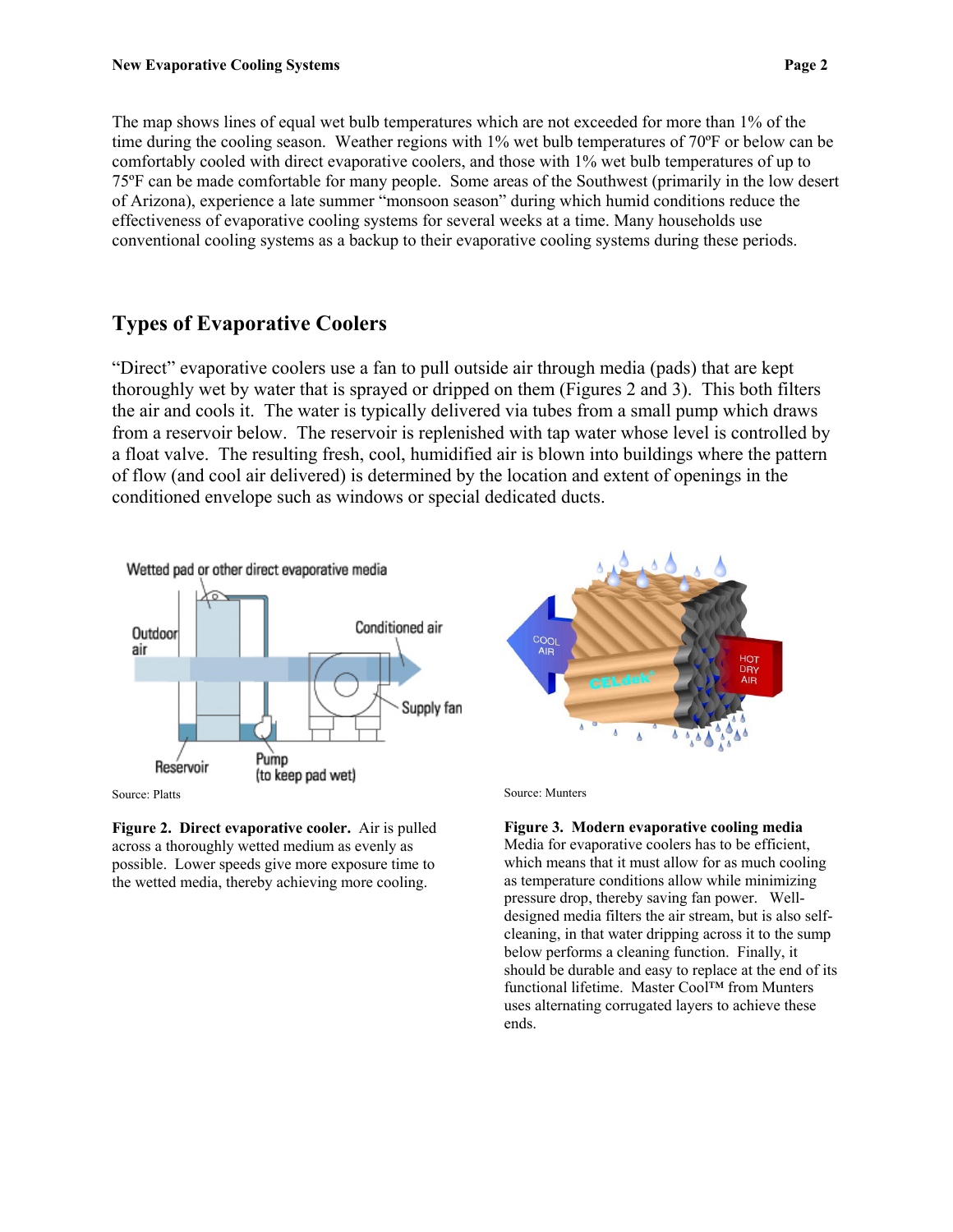The map shows lines of equal wet bulb temperatures which are not exceeded for more than 1% of the time during the cooling season. Weather regions with 1% wet bulb temperatures of 70ºF or below can be comfortably cooled with direct evaporative coolers, and those with 1% wet bulb temperatures of up to 75ºF can be made comfortable for many people. Some areas of the Southwest (primarily in the low desert of Arizona), experience a late summer "monsoon season" during which humid conditions reduce the effectiveness of evaporative cooling systems for several weeks at a time. Many households use conventional cooling systems as a backup to their evaporative cooling systems during these periods.

## Types of Evaporative Coolers

"Direct" evaporative coolers use a fan to pull outside air through media (pads) that are kept thoroughly wet by water that is sprayed or dripped on them (Figures 2 and 3). This both filters the air and cools it. The water is typically delivered via tubes from a small pump which draws from a reservoir below. The reservoir is replenished with tap water whose level is controlled by a float valve. The resulting fresh, cool, humidified air is blown into buildings where the pattern of flow (and cool air delivered) is determined by the location and extent of openings in the conditioned envelope such as windows or special dedicated ducts.

Source: Platts

**Figure 2. Direct evaporative cooler.** Air is pulled across a thoroughly wetted medium as evenly as possible. Lower speeds give more exposure time to the wetted media, thereby achieving more cooling.

Source: Munters

**Figure 3. Modern evaporative cooling media** Media for evaporative coolers has to be efficient, which means that it must allow for as much cooling as temperature conditions allow while minimizing pressure drop, thereby saving fan power. Well-designed media filters the air stream, but is also self-cleaning, in that water dripping across it to the sump below performs a cleaning function. Finally, it should be durable and easy to replace at the end of its functional lifetime. Master Cool™ from Munters uses alternating corrugated layers to achieve these ends.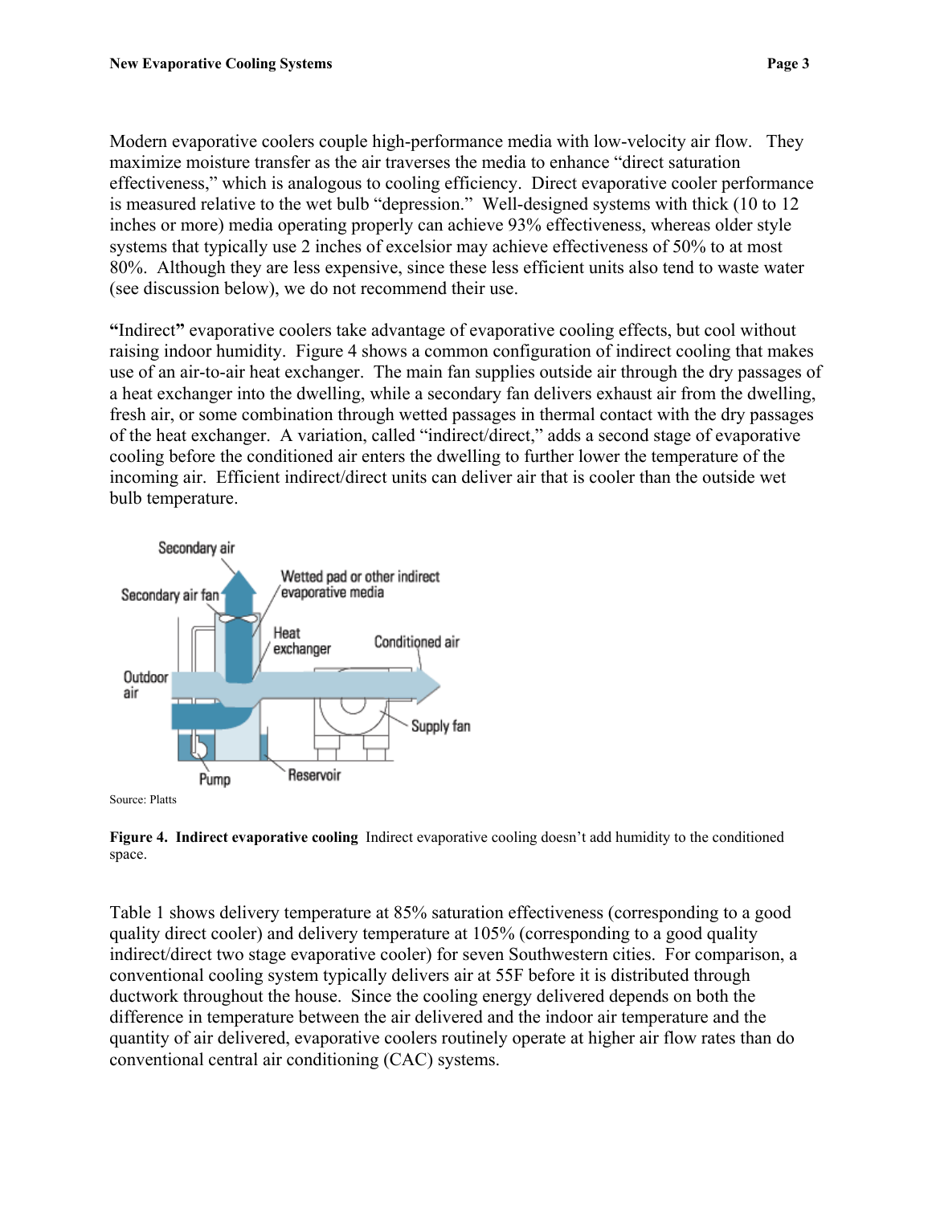Modern evaporative coolers couple high-performance media with low-velocity air flow. They maximize moisture transfer as the air traverses the media to enhance "direct saturation effectiveness," which is analogous to cooling efficiency. Direct evaporative cooler performance is measured relative to the wet bulb "depression." Well-designed systems with thick (10 to 12 inches or more) media operating properly can achieve 93% effectiveness, whereas older style systems that typically use 2 inches of excelsior may achieve effectiveness of 50% to at most 80%. Although they are less expensive, since these less efficient units also tend to waste water (see discussion below), we do not recommend their use.

**"**Indirect**"** evaporative coolers take advantage of evaporative cooling effects, but cool without raising indoor humidity. Figure 4 shows a common configuration of indirect cooling that makes use of an air-to-air heat exchanger. The main fan supplies outside air through the dry passages of a heat exchanger into the dwelling, while a secondary fan delivers exhaust air from the dwelling, fresh air, or some combination through wetted passages in thermal contact with the dry passages of the heat exchanger. A variation, called "indirect/direct," adds a second stage of evaporative cooling before the conditioned air enters the dwelling to further lower the temperature of the incoming air. Efficient indirect/direct units can deliver air that is cooler than the outside wet bulb temperature.

Source: Platts

**Figure 4. Indirect evaporative cooling** Indirect evaporative cooling doesn't add humidity to the conditioned space.

Table 1 shows delivery temperature at 85% saturation effectiveness (corresponding to a good quality direct cooler) and delivery temperature at 105% (corresponding to a good quality indirect/direct two stage evaporative cooler) for seven Southwestern cities. For comparison, a conventional cooling system typically delivers air at 55F before it is distributed through ductwork throughout the house. Since the cooling energy delivered depends on both the difference in temperature between the air delivered and the indoor air temperature and the quantity of air delivered, evaporative coolers routinely operate at higher air flow rates than do conventional central air conditioning (CAC) systems.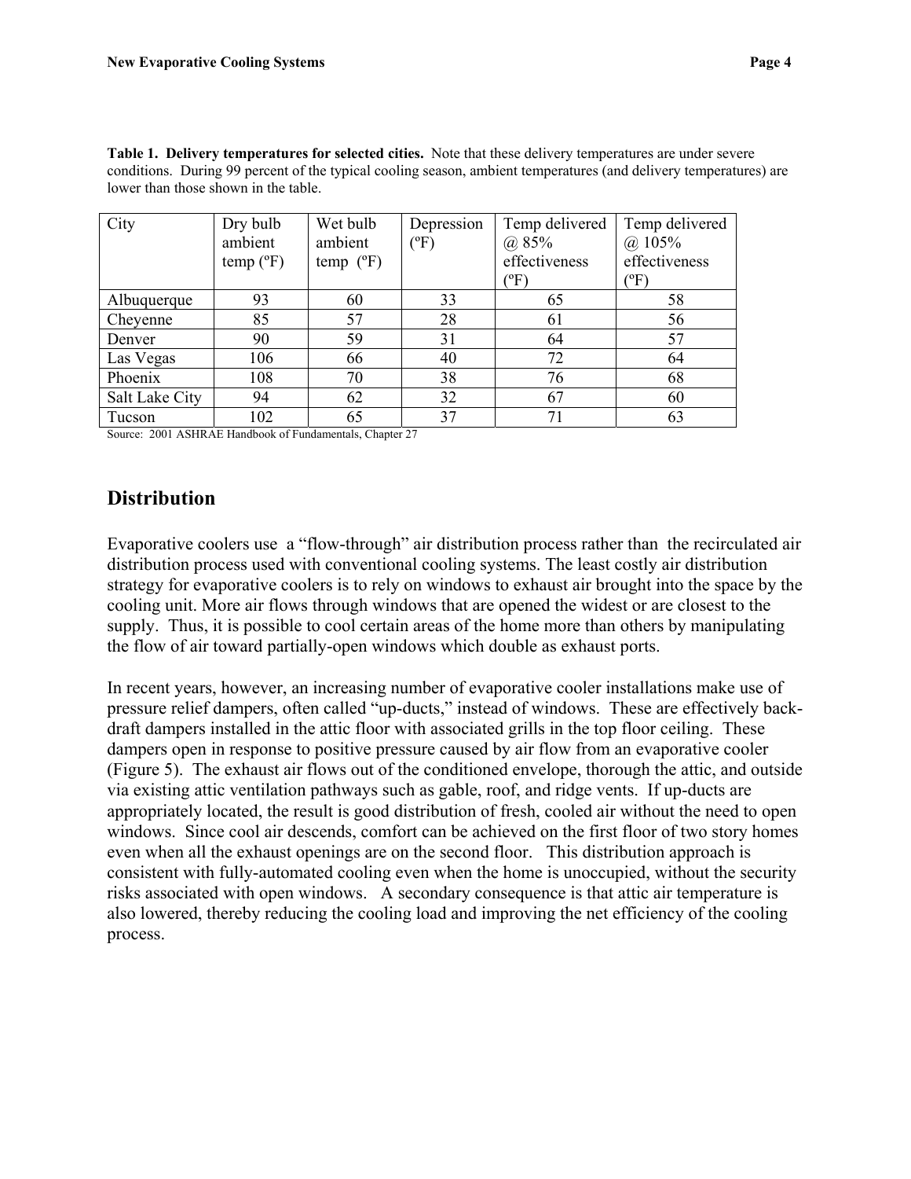**Table 1. Delivery temperatures for selected cities.** Note that these delivery temperatures are under severe conditions. During 99 percent of the typical cooling season, ambient temperatures (and delivery temperatures) are lower than those shown in the table.

| City | Dry bulb ambient temp (ºF) | Wet bulb ambient temp (ºF) | Depression (ºF) | Temp delivered @ 85% effectiveness (ºF) | Temp delivered @ 105% effectiveness (ºF) |
|---|---|---|---|---|---|
| Albuquerque | 93 | 60 | 33 | 65 | 58 |
| Cheyenne | 85 | 57 | 28 | 61 | 56 |
| Denver | 90 | 59 | 31 | 64 | 57 |
| Las Vegas | 106 | 66 | 40 | 72 | 64 |
| Phoenix | 108 | 70 | 38 | 76 | 68 |
| Salt Lake City | 94 | 62 | 32 | 67 | 60 |
| Tucson | 102 | 65 | 37 | 71 | 63 |

Source: 2001 ASHRAE Handbook of Fundamentals, Chapter 27

## Distribution

Evaporative coolers use a "flow-through" air distribution process rather than the recirculated air distribution process used with conventional cooling systems. The least costly air distribution strategy for evaporative coolers is to rely on windows to exhaust air brought into the space by the cooling unit. More air flows through windows that are opened the widest or are closest to the supply. Thus, it is possible to cool certain areas of the home more than others by manipulating the flow of air toward partially-open windows which double as exhaust ports.

In recent years, however, an increasing number of evaporative cooler installations make use of pressure relief dampers, often called "up-ducts," instead of windows. These are effectively back-draft dampers installed in the attic floor with associated grills in the top floor ceiling. These dampers open in response to positive pressure caused by air flow from an evaporative cooler (Figure 5). The exhaust air flows out of the conditioned envelope, thorough the attic, and outside via existing attic ventilation pathways such as gable, roof, and ridge vents. If up-ducts are appropriately located, the result is good distribution of fresh, cooled air without the need to open windows. Since cool air descends, comfort can be achieved on the first floor of two story homes even when all the exhaust openings are on the second floor. This distribution approach is consistent with fully-automated cooling even when the home is unoccupied, without the security risks associated with open windows. A secondary consequence is that attic air temperature is also lowered, thereby reducing the cooling load and improving the net efficiency of the cooling process.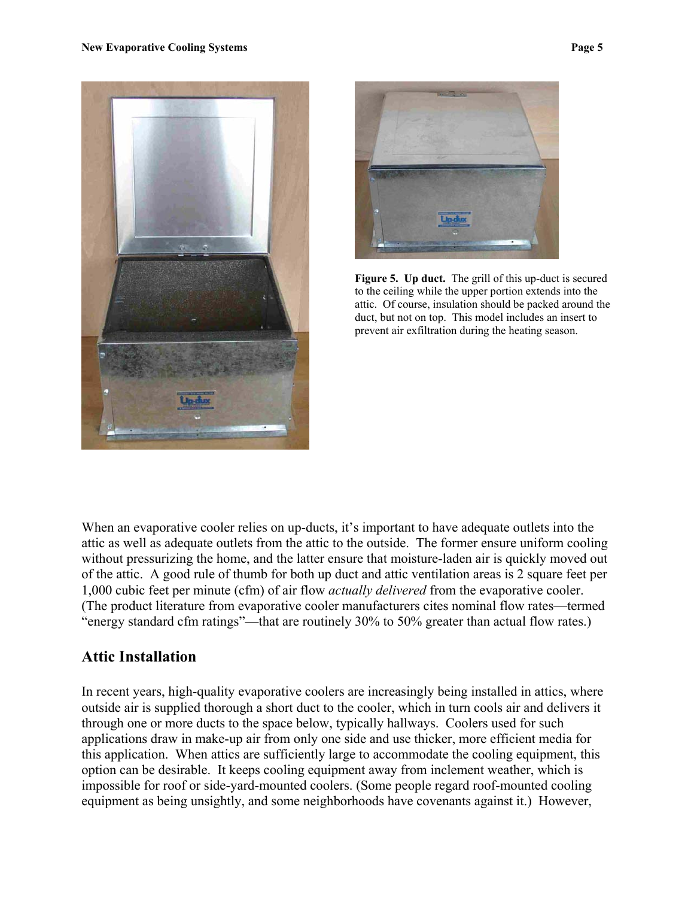**Figure 5. Up duct.** The grill of this up-duct is secured to the ceiling while the upper portion extends into the attic. Of course, insulation should be packed around the duct, but not on top. This model includes an insert to prevent air exfiltration during the heating season.

When an evaporative cooler relies on up-ducts, it's important to have adequate outlets into the attic as well as adequate outlets from the attic to the outside. The former ensure uniform cooling without pressurizing the home, and the latter ensure that moisture-laden air is quickly moved out of the attic. A good rule of thumb for both up duct and attic ventilation areas is 2 square feet per 1,000 cubic feet per minute (cfm) of air flow *actually delivered* from the evaporative cooler. (The product literature from evaporative cooler manufacturers cites nominal flow rates—termed "energy standard cfm ratings"—that are routinely 30% to 50% greater than actual flow rates.)

## Attic Installation

In recent years, high-quality evaporative coolers are increasingly being installed in attics, where outside air is supplied thorough a short duct to the cooler, which in turn cools air and delivers it through one or more ducts to the space below, typically hallways. Coolers used for such applications draw in make-up air from only one side and use thicker, more efficient media for this application. When attics are sufficiently large to accommodate the cooling equipment, this option can be desirable. It keeps cooling equipment away from inclement weather, which is impossible for roof or side-yard-mounted coolers. (Some people regard roof-mounted cooling equipment as being unsightly, and some neighborhoods have covenants against it.) However,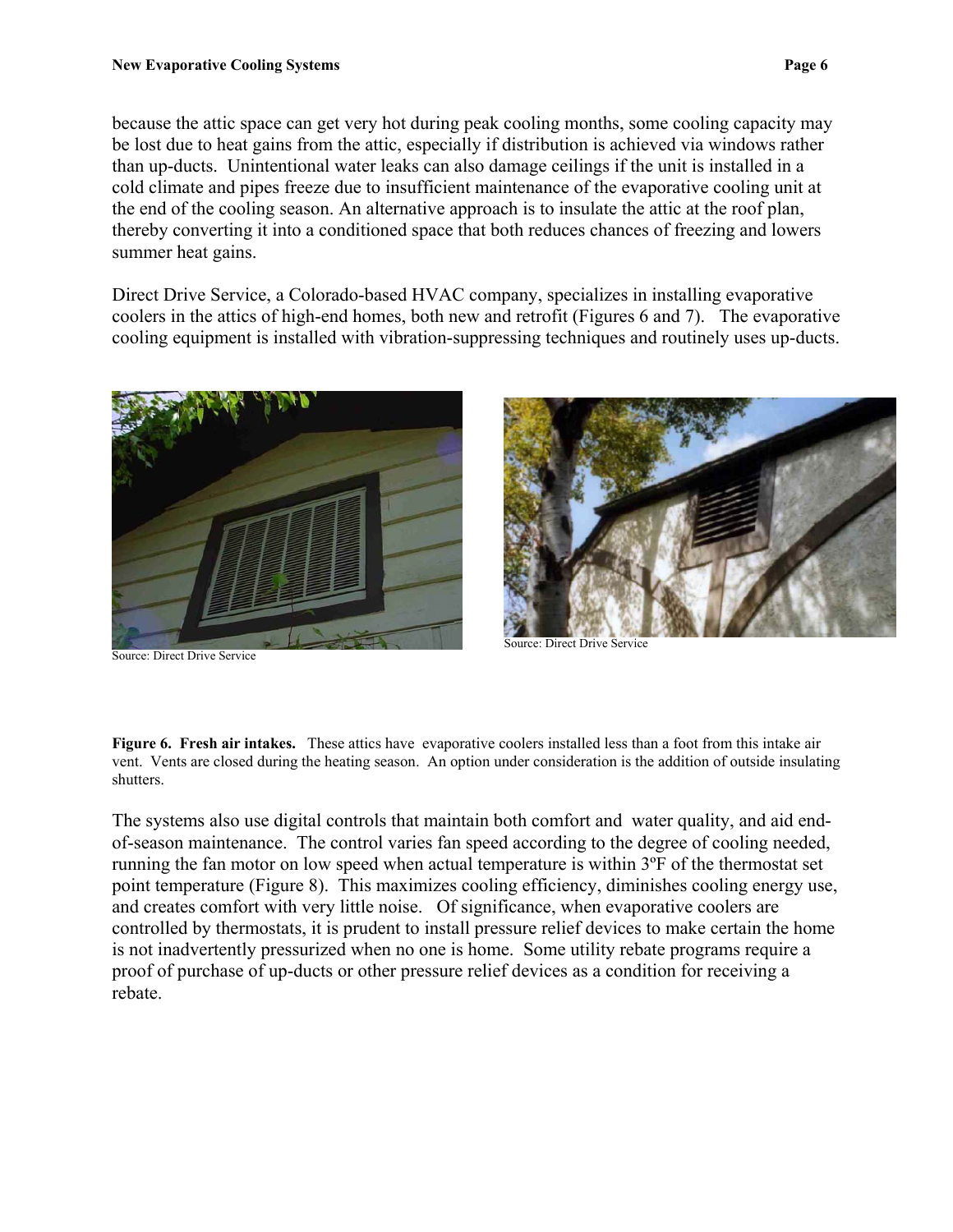because the attic space can get very hot during peak cooling months, some cooling capacity may be lost due to heat gains from the attic, especially if distribution is achieved via windows rather than up-ducts. Unintentional water leaks can also damage ceilings if the unit is installed in a cold climate and pipes freeze due to insufficient maintenance of the evaporative cooling unit at the end of the cooling season. An alternative approach is to insulate the attic at the roof plan, thereby converting it into a conditioned space that both reduces chances of freezing and lowers summer heat gains.

Direct Drive Service, a Colorado-based HVAC company, specializes in installing evaporative coolers in the attics of high-end homes, both new and retrofit (Figures 6 and 7). The evaporative cooling equipment is installed with vibration-suppressing techniques and routinely uses up-ducts.

Source: Direct Drive Service

Source: Direct Drive Service

**Figure 6. Fresh air intakes.** These attics have evaporative coolers installed less than a foot from this intake air vent. Vents are closed during the heating season. An option under consideration is the addition of outside insulating shutters.

The systems also use digital controls that maintain both comfort and water quality, and aid end-of-season maintenance. The control varies fan speed according to the degree of cooling needed, running the fan motor on low speed when actual temperature is within 3ºF of the thermostat set point temperature (Figure 8). This maximizes cooling efficiency, diminishes cooling energy use, and creates comfort with very little noise. Of significance, when evaporative coolers are controlled by thermostats, it is prudent to install pressure relief devices to make certain the home is not inadvertently pressurized when no one is home. Some utility rebate programs require a proof of purchase of up-ducts or other pressure relief devices as a condition for receiving a rebate.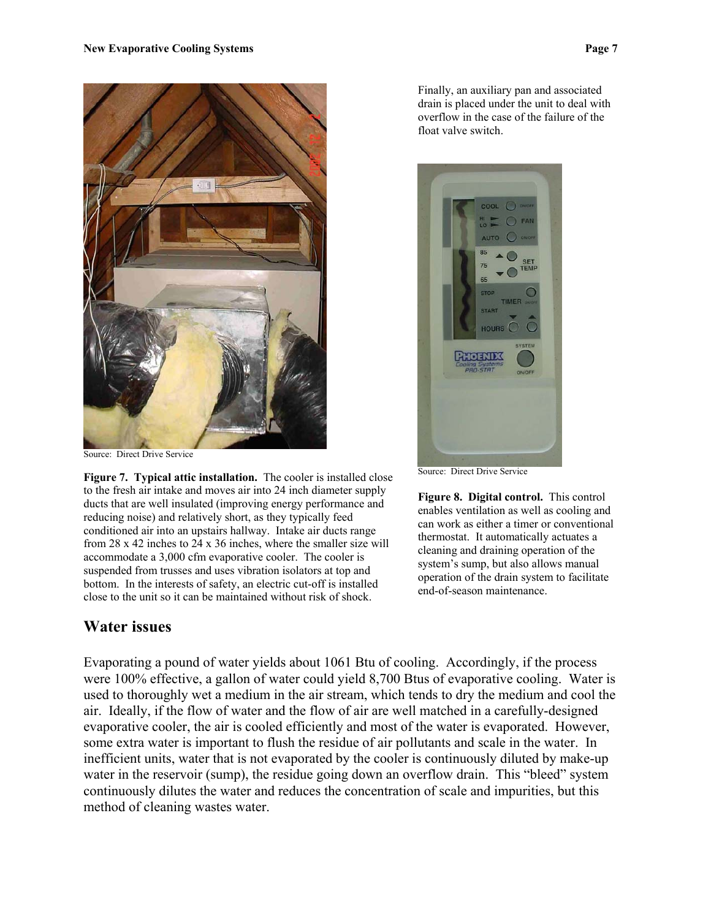Source: Direct Drive Service

**Figure 7. Typical attic installation.** The cooler is installed close to the fresh air intake and moves air into 24 inch diameter supply ducts that are well insulated (improving energy performance and reducing noise) and relatively short, as they typically feed conditioned air into an upstairs hallway. Intake air ducts range from 28 x 42 inches to 24 x 36 inches, where the smaller size will accommodate a 3,000 cfm evaporative cooler. The cooler is suspended from trusses and uses vibration isolators at top and bottom. In the interests of safety, an electric cut-off is installed close to the unit so it can be maintained without risk of shock.

Finally, an auxiliary pan and associated drain is placed under the unit to deal with overflow in the case of the failure of the float valve switch.

Source: Direct Drive Service

**Figure 8. Digital control.** This control enables ventilation as well as cooling and can work as either a timer or conventional thermostat. It automatically actuates a cleaning and draining operation of the system's sump, but also allows manual operation of the drain system to facilitate end-of-season maintenance.

## Water issues

Evaporating a pound of water yields about 1061 Btu of cooling. Accordingly, if the process were 100% effective, a gallon of water could yield 8,700 Btus of evaporative cooling. Water is used to thoroughly wet a medium in the air stream, which tends to dry the medium and cool the air. Ideally, if the flow of water and the flow of air are well matched in a carefully-designed evaporative cooler, the air is cooled efficiently and most of the water is evaporated. However, some extra water is important to flush the residue of air pollutants and scale in the water. In inefficient units, water that is not evaporated by the cooler is continuously diluted by make-up water in the reservoir (sump), the residue going down an overflow drain. This "bleed" system continuously dilutes the water and reduces the concentration of scale and impurities, but this method of cleaning wastes water.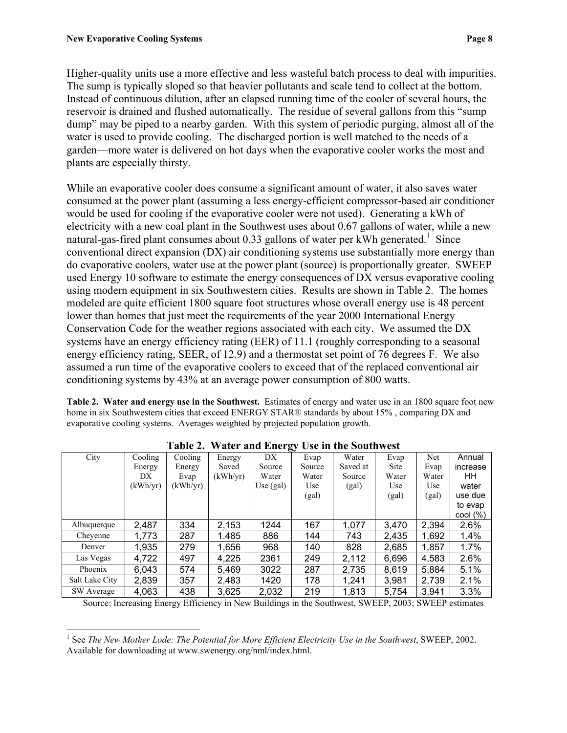Higher-quality units use a more effective and less wasteful batch process to deal with impurities. The sump is typically sloped so that heavier pollutants and scale tend to collect at the bottom. Instead of continuous dilution, after an elapsed running time of the cooler of several hours, the reservoir is drained and flushed automatically. The residue of several gallons from this "sump dump" may be piped to a nearby garden. With this system of periodic purging, almost all of the water is used to provide cooling. The discharged portion is well matched to the needs of a garden—more water is delivered on hot days when the evaporative cooler works the most and plants are especially thirsty.

While an evaporative cooler does consume a significant amount of water, it also saves water consumed at the power plant (assuming a less energy-efficient compressor-based air conditioner would be used for cooling if the evaporative cooler were not used). Generating a kWh of electricity with a new coal plant in the Southwest uses about 0.67 gallons of water, while a new natural-gas-fired plant consumes about 0.33 gallons of water per kWh generated.[1] Since conventional direct expansion (DX) air conditioning systems use substantially more energy than do evaporative coolers, water use at the power plant (source) is proportionally greater. SWEEP used Energy 10 software to estimate the energy consequences of DX versus evaporative cooling using modern equipment in six Southwestern cities. Results are shown in Table 2. The homes modeled are quite efficient 1800 square foot structures whose overall energy use is 48 percent lower than homes that just meet the requirements of the year 2000 International Energy Conservation Code for the weather regions associated with each city. We assumed the DX systems have an energy efficiency rating (EER) of 11.1 (roughly corresponding to a seasonal energy efficiency rating, SEER, of 12.9) and a thermostat set point of 76 degrees F. We also assumed a run time of the evaporative coolers to exceed that of the replaced conventional air conditioning systems by 43% at an average power consumption of 800 watts.

**Table 2. Water and energy use in the Southwest.** Estimates of energy and water use in an 1800 square foot new home in six Southwestern cities that exceed ENERGY STAR® standards by about 15% , comparing DX and evaporative cooling systems. Averages weighted by projected population growth.

**Table 2. Water and Energy Use in the Southwest**

| City | Cooling Energy DX (kWh/yr) | Cooling Energy Evap (kWh/yr) | Energy Saved (kWh/yr) | DX Source Water Use (gal) | Evap Source Water Use (gal) | Water Saved at Source (gal) | Evap Site Water Use (gal) | Net Evap Water Use (gal) | Annual increase HH water use due to evap cool (%) |
|---|---|---|---|---|---|---|---|---|---|
| Albuquerque | 2,487 | 334 | 2,153 | 1244 | 167 | 1,077 | 3,470 | 2,394 | 2.6% |
| Cheyenne | 1,773 | 287 | 1.485 | 886 | 144 | 743 | 2,435 | 1,692 | 1.4% |
| Denver | 1,935 | 279 | 1,656 | 968 | 140 | 828 | 2,685 | 1,857 | 1.7% |
| Las Vegas | 4,722 | 497 | 4,225 | 2361 | 249 | 2,112 | 6,696 | 4,583 | 2.6% |
| Phoenix | 6,043 | 574 | 5,469 | 3022 | 287 | 2,735 | 8,619 | 5,884 | 5.1% |
| Salt Lake City | 2,839 | 357 | 2,483 | 1420 | 178 | 1,241 | 3,981 | 2,739 | 2.1% |
| SW Average | 4,063 | 438 | 3,625 | 2,032 | 219 | 1,813 | 5,754 | 3,941 | 3.3% |

Source: Increasing Energy Efficiency in New Buildings in the Southwest, SWEEP, 2003; SWEEP estimates

[1] See *The New Mother Lode: The Potential for More Efficient Electricity Use in the Southwest*, SWEEP, 2002. Available for downloading at www.swenergy.org/nml/index.html.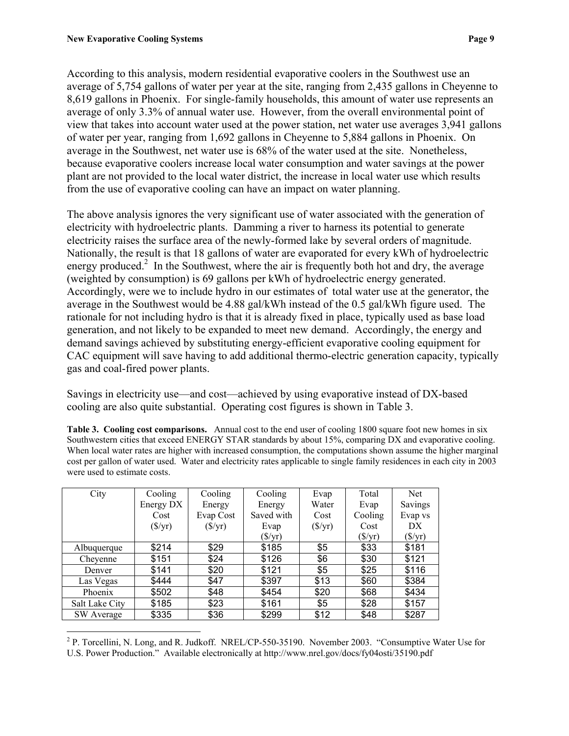According to this analysis, modern residential evaporative coolers in the Southwest use an average of 5,754 gallons of water per year at the site, ranging from 2,435 gallons in Cheyenne to 8,619 gallons in Phoenix. For single-family households, this amount of water use represents an average of only 3.3% of annual water use. However, from the overall environmental point of view that takes into account water used at the power station, net water use averages 3,941 gallons of water per year, ranging from 1,692 gallons in Cheyenne to 5,884 gallons in Phoenix. On average in the Southwest, net water use is 68% of the water used at the site. Nonetheless, because evaporative coolers increase local water consumption and water savings at the power plant are not provided to the local water district, the increase in local water use which results from the use of evaporative cooling can have an impact on water planning.

The above analysis ignores the very significant use of water associated with the generation of electricity with hydroelectric plants. Damming a river to harness its potential to generate electricity raises the surface area of the newly-formed lake by several orders of magnitude. Nationally, the result is that 18 gallons of water are evaporated for every kWh of hydroelectric energy produced.[2] In the Southwest, where the air is frequently both hot and dry, the average (weighted by consumption) is 69 gallons per kWh of hydroelectric energy generated. Accordingly, were we to include hydro in our estimates of total water use at the generator, the average in the Southwest would be 4.88 gal/kWh instead of the 0.5 gal/kWh figure used. The rationale for not including hydro is that it is already fixed in place, typically used as base load generation, and not likely to be expanded to meet new demand. Accordingly, the energy and demand savings achieved by substituting energy-efficient evaporative cooling equipment for CAC equipment will save having to add additional thermo-electric generation capacity, typically gas and coal-fired power plants.

Savings in electricity use—and cost—achieved by using evaporative instead of DX-based cooling are also quite substantial. Operating cost figures is shown in Table 3.

**Table 3. Cooling cost comparisons.** Annual cost to the end user of cooling 1800 square foot new homes in six Southwestern cities that exceed ENERGY STAR standards by about 15%, comparing DX and evaporative cooling. When local water rates are higher with increased consumption, the computations shown assume the higher marginal cost per gallon of water used. Water and electricity rates applicable to single family residences in each city in 2003 were used to estimate costs.

| City | Cooling Energy DX Cost ($/yr) | Cooling Energy Evap Cost ($/yr) | Cooling Energy Saved with Evap ($/yr) | Evap Water Cost ($/yr) | Total Evap Cooling Cost ($/yr) | Net Savings Evap vs DX ($/yr) |
|---|---|---|---|---|---|---|
| Albuquerque | $214 | $29 | $185 | $5 | $33 | $181 |
| Cheyenne | $151 | $24 | $126 | $6 | $30 | $121 |
| Denver | $141 | $20 | $121 | $5 | $25 | $116 |
| Las Vegas | $444 | $47 | $397 | $13 | $60 | $384 |
| Phoenix | $502 | $48 | $454 | $20 | $68 | $434 |
| Salt Lake City | $185 | $23 | $161 | $5 | $28 | $157 |
| SW Average | $335 | $36 | $299 | $12 | $48 | $287 |

[2] P. Torcellini, N. Long, and R. Judkoff. NREL/CP-550-35190. November 2003. "Consumptive Water Use for U.S. Power Production." Available electronically at http://www.nrel.gov/docs/fy04osti/35190.pdf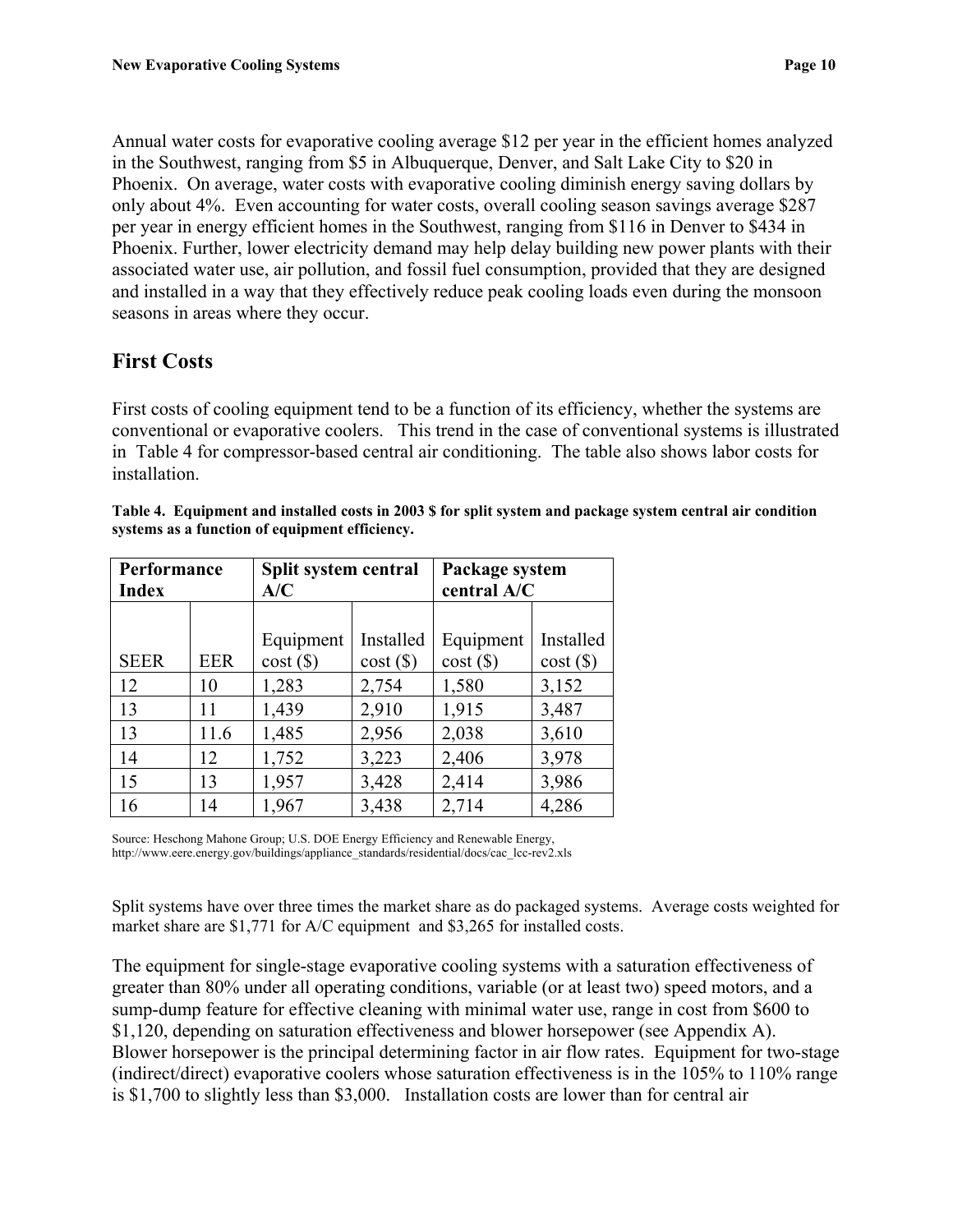Annual water costs for evaporative cooling average $12 per year in the efficient homes analyzed in the Southwest, ranging from $5 in Albuquerque, Denver, and Salt Lake City to $20 in Phoenix. On average, water costs with evaporative cooling diminish energy saving dollars by only about 4%. Even accounting for water costs, overall cooling season savings average $287 per year in energy efficient homes in the Southwest, ranging from $116 in Denver to $434 in Phoenix. Further, lower electricity demand may help delay building new power plants with their associated water use, air pollution, and fossil fuel consumption, provided that they are designed and installed in a way that they effectively reduce peak cooling loads even during the monsoon seasons in areas where they occur.

## First Costs

First costs of cooling equipment tend to be a function of its efficiency, whether the systems are conventional or evaporative coolers. This trend in the case of conventional systems is illustrated in Table 4 for compressor-based central air conditioning. The table also shows labor costs for installation.

**Table 4. Equipment and installed costs in 2003 $ for split system and package system central air condition systems as a function of equipment efficiency.**

| Performance Index | | Split system central A/C | | Package system central A/C | |
|---|---|---|---|---|---|
| SEER | EER | Equipment cost ($) | Installed cost ($) | Equipment cost ($) | Installed cost ($) |
| 12 | 10 | 1,283 | 2,754 | 1,580 | 3,152 |
| 13 | 11 | 1,439 | 2,910 | 1,915 | 3,487 |
| 13 | 11.6 | 1,485 | 2,956 | 2,038 | 3,610 |
| 14 | 12 | 1,752 | 3,223 | 2,406 | 3,978 |
| 15 | 13 | 1,957 | 3,428 | 2,414 | 3,986 |
| 16 | 14 | 1,967 | 3,438 | 2,714 | 4,286 |

Source: Heschong Mahone Group; U.S. DOE Energy Efficiency and Renewable Energy, http://www.eere.energy.gov/buildings/appliance_standards/residential/docs/cac_lcc-rev2.xls

Split systems have over three times the market share as do packaged systems. Average costs weighted for market share are $1,771 for A/C equipment and $3,265 for installed costs.

The equipment for single-stage evaporative cooling systems with a saturation effectiveness of greater than 80% under all operating conditions, variable (or at least two) speed motors, and a sump-dump feature for effective cleaning with minimal water use, range in cost from $600 to $1,120, depending on saturation effectiveness and blower horsepower (see Appendix A). Blower horsepower is the principal determining factor in air flow rates. Equipment for two-stage (indirect/direct) evaporative coolers whose saturation effectiveness is in the 105% to 110% range is $1,700 to slightly less than $3,000. Installation costs are lower than for central air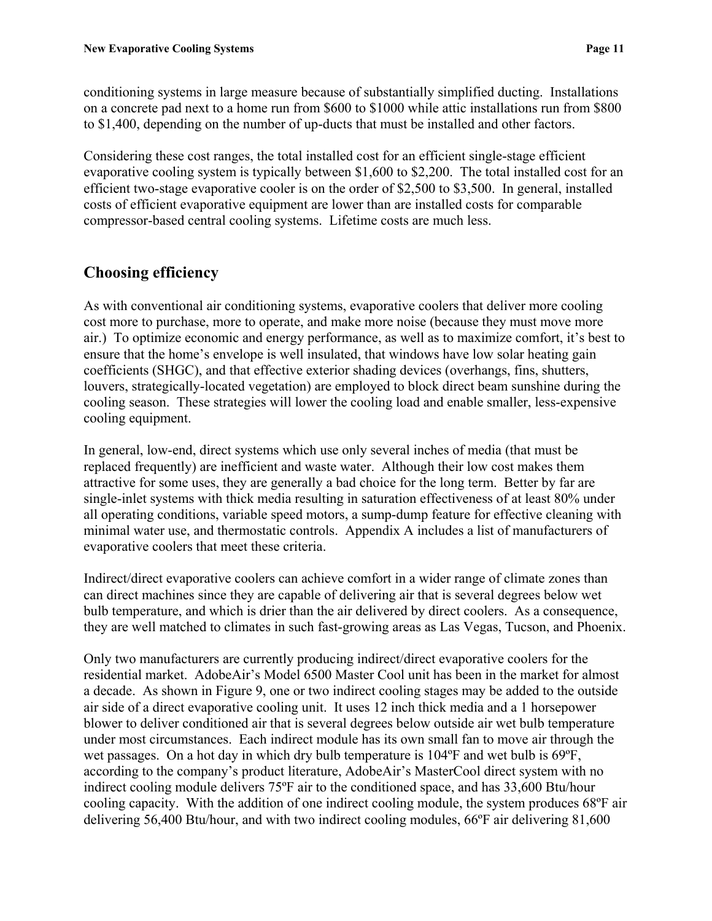conditioning systems in large measure because of substantially simplified ducting. Installations on a concrete pad next to a home run from $600 to $1000 while attic installations run from $800 to $1,400, depending on the number of up-ducts that must be installed and other factors.

Considering these cost ranges, the total installed cost for an efficient single-stage efficient evaporative cooling system is typically between $1,600 to $2,200. The total installed cost for an efficient two-stage evaporative cooler is on the order of $2,500 to $3,500. In general, installed costs of efficient evaporative equipment are lower than are installed costs for comparable compressor-based central cooling systems. Lifetime costs are much less.

## Choosing efficiency

As with conventional air conditioning systems, evaporative coolers that deliver more cooling cost more to purchase, more to operate, and make more noise (because they must move more air.) To optimize economic and energy performance, as well as to maximize comfort, it's best to ensure that the home's envelope is well insulated, that windows have low solar heating gain coefficients (SHGC), and that effective exterior shading devices (overhangs, fins, shutters, louvers, strategically-located vegetation) are employed to block direct beam sunshine during the cooling season. These strategies will lower the cooling load and enable smaller, less-expensive cooling equipment.

In general, low-end, direct systems which use only several inches of media (that must be replaced frequently) are inefficient and waste water. Although their low cost makes them attractive for some uses, they are generally a bad choice for the long term. Better by far are single-inlet systems with thick media resulting in saturation effectiveness of at least 80% under all operating conditions, variable speed motors, a sump-dump feature for effective cleaning with minimal water use, and thermostatic controls. Appendix A includes a list of manufacturers of evaporative coolers that meet these criteria.

Indirect/direct evaporative coolers can achieve comfort in a wider range of climate zones than can direct machines since they are capable of delivering air that is several degrees below wet bulb temperature, and which is drier than the air delivered by direct coolers. As a consequence, they are well matched to climates in such fast-growing areas as Las Vegas, Tucson, and Phoenix.

Only two manufacturers are currently producing indirect/direct evaporative coolers for the residential market. AdobeAir's Model 6500 Master Cool unit has been in the market for almost a decade. As shown in Figure 9, one or two indirect cooling stages may be added to the outside air side of a direct evaporative cooling unit. It uses 12 inch thick media and a 1 horsepower blower to deliver conditioned air that is several degrees below outside air wet bulb temperature under most circumstances. Each indirect module has its own small fan to move air through the wet passages. On a hot day in which dry bulb temperature is 104ºF and wet bulb is 69ºF, according to the company's product literature, AdobeAir's MasterCool direct system with no indirect cooling module delivers 75ºF air to the conditioned space, and has 33,600 Btu/hour cooling capacity. With the addition of one indirect cooling module, the system produces 68ºF air delivering 56,400 Btu/hour, and with two indirect cooling modules, 66ºF air delivering 81,600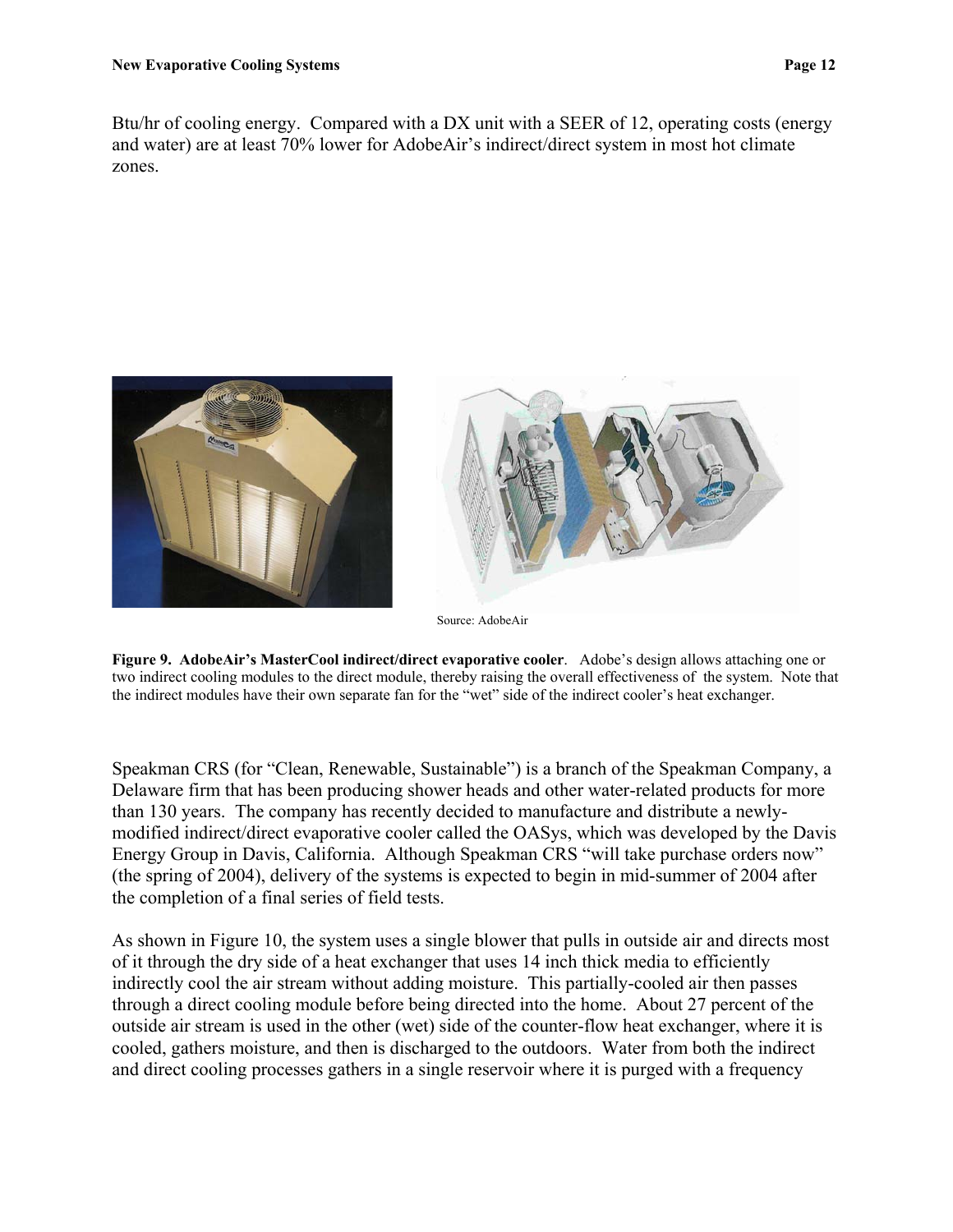Btu/hr of cooling energy. Compared with a DX unit with a SEER of 12, operating costs (energy and water) are at least 70% lower for AdobeAir's indirect/direct system in most hot climate zones.

Source: AdobeAir

**Figure 9. AdobeAir's MasterCool indirect/direct evaporative cooler**. Adobe's design allows attaching one or two indirect cooling modules to the direct module, thereby raising the overall effectiveness of the system. Note that the indirect modules have their own separate fan for the "wet" side of the indirect cooler's heat exchanger.

Speakman CRS (for "Clean, Renewable, Sustainable") is a branch of the Speakman Company, a Delaware firm that has been producing shower heads and other water-related products for more than 130 years. The company has recently decided to manufacture and distribute a newly-modified indirect/direct evaporative cooler called the OASys, which was developed by the Davis Energy Group in Davis, California. Although Speakman CRS "will take purchase orders now" (the spring of 2004), delivery of the systems is expected to begin in mid-summer of 2004 after the completion of a final series of field tests.

As shown in Figure 10, the system uses a single blower that pulls in outside air and directs most of it through the dry side of a heat exchanger that uses 14 inch thick media to efficiently indirectly cool the air stream without adding moisture. This partially-cooled air then passes through a direct cooling module before being directed into the home. About 27 percent of the outside air stream is used in the other (wet) side of the counter-flow heat exchanger, where it is cooled, gathers moisture, and then is discharged to the outdoors. Water from both the indirect and direct cooling processes gathers in a single reservoir where it is purged with a frequency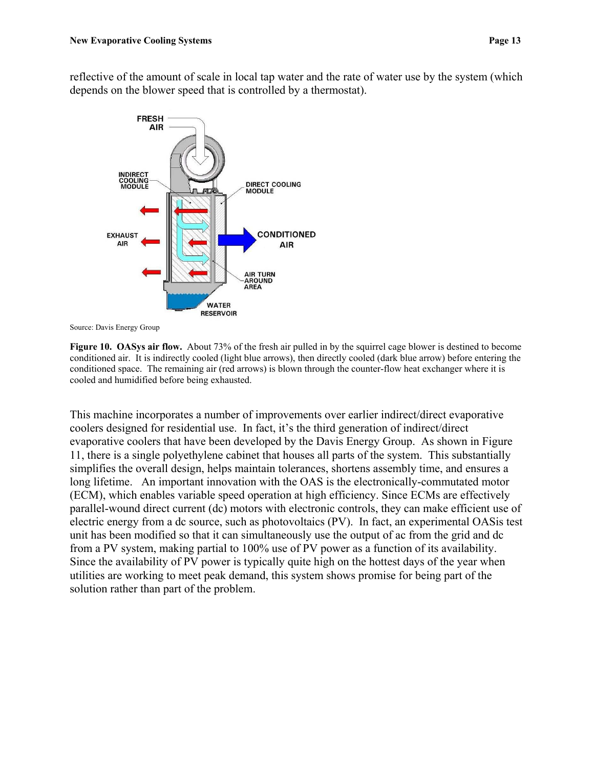reflective of the amount of scale in local tap water and the rate of water use by the system (which depends on the blower speed that is controlled by a thermostat).

Source: Davis Energy Group

**Figure 10. OASys air flow.** About 73% of the fresh air pulled in by the squirrel cage blower is destined to become conditioned air. It is indirectly cooled (light blue arrows), then directly cooled (dark blue arrow) before entering the conditioned space. The remaining air (red arrows) is blown through the counter-flow heat exchanger where it is cooled and humidified before being exhausted.

This machine incorporates a number of improvements over earlier indirect/direct evaporative coolers designed for residential use. In fact, it's the third generation of indirect/direct evaporative coolers that have been developed by the Davis Energy Group. As shown in Figure 11, there is a single polyethylene cabinet that houses all parts of the system. This substantially simplifies the overall design, helps maintain tolerances, shortens assembly time, and ensures a long lifetime. An important innovation with the OAS is the electronically-commutated motor (ECM), which enables variable speed operation at high efficiency. Since ECMs are effectively parallel-wound direct current (dc) motors with electronic controls, they can make efficient use of electric energy from a dc source, such as photovoltaics (PV). In fact, an experimental OASis test unit has been modified so that it can simultaneously use the output of ac from the grid and dc from a PV system, making partial to 100% use of PV power as a function of its availability. Since the availability of PV power is typically quite high on the hottest days of the year when utilities are working to meet peak demand, this system shows promise for being part of the solution rather than part of the problem.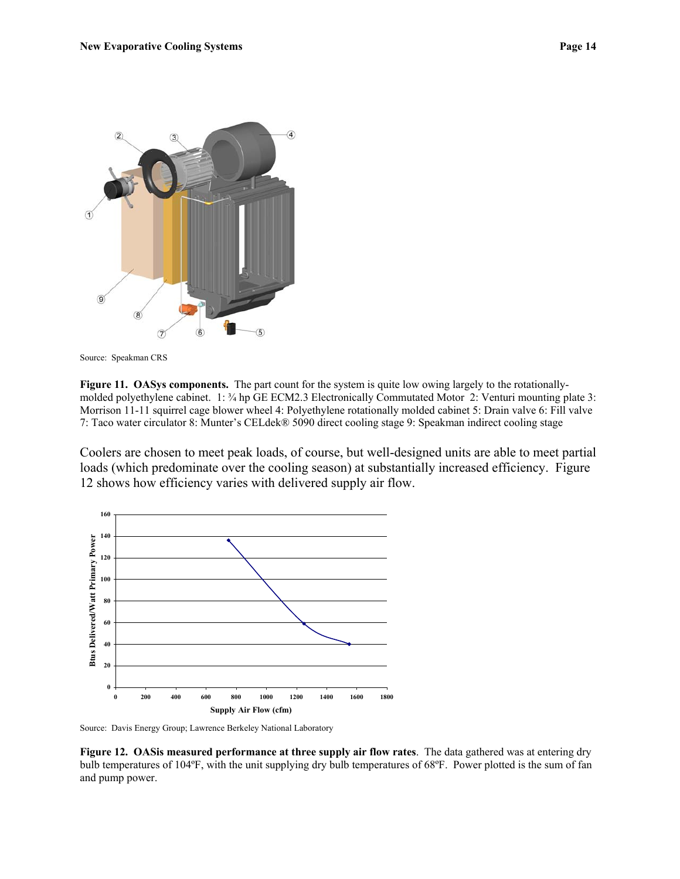Source: Speakman CRS

**Figure 11. OASys components.** The part count for the system is quite low owing largely to the rotationally-molded polyethylene cabinet. 1: ¾ hp GE ECM2.3 Electronically Commutated Motor 2: Venturi mounting plate 3: Morrison 11-11 squirrel cage blower wheel 4: Polyethylene rotationally molded cabinet 5: Drain valve 6: Fill valve 7: Taco water circulator 8: Munter's CELdek® 5090 direct cooling stage 9: Speakman indirect cooling stage

Coolers are chosen to meet peak loads, of course, but well-designed units are able to meet partial loads (which predominate over the cooling season) at substantially increased efficiency. Figure 12 shows how efficiency varies with delivered supply air flow.

Source: Davis Energy Group; Lawrence Berkeley National Laboratory

**Figure 12. OASis measured performance at three supply air flow rates**. The data gathered was at entering dry bulb temperatures of 104ºF, with the unit supplying dry bulb temperatures of 68ºF. Power plotted is the sum of fan and pump power.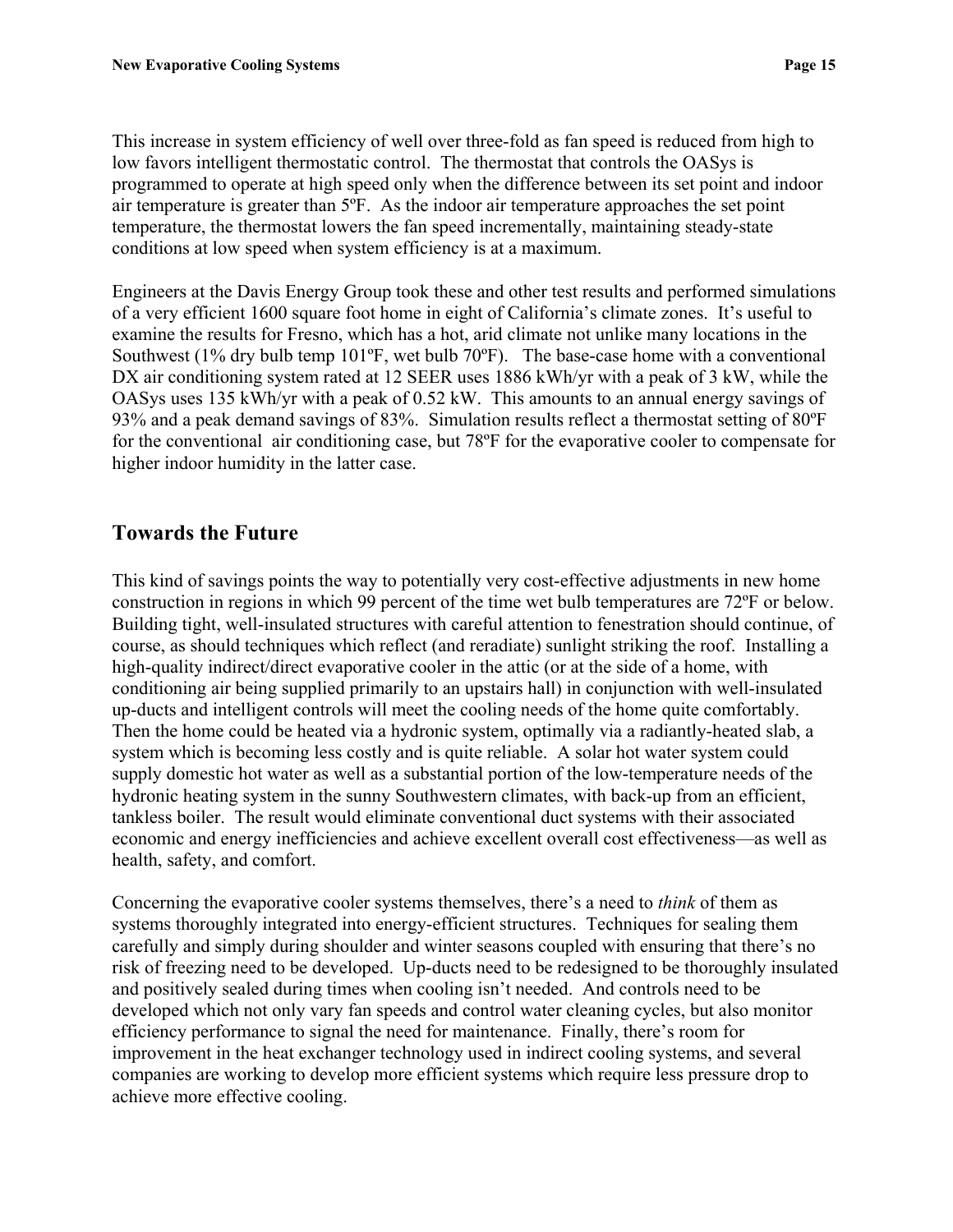This increase in system efficiency of well over three-fold as fan speed is reduced from high to low favors intelligent thermostatic control. The thermostat that controls the OASys is programmed to operate at high speed only when the difference between its set point and indoor air temperature is greater than 5ºF. As the indoor air temperature approaches the set point temperature, the thermostat lowers the fan speed incrementally, maintaining steady-state conditions at low speed when system efficiency is at a maximum.

Engineers at the Davis Energy Group took these and other test results and performed simulations of a very efficient 1600 square foot home in eight of California's climate zones. It's useful to examine the results for Fresno, which has a hot, arid climate not unlike many locations in the Southwest (1% dry bulb temp 101ºF, wet bulb 70ºF). The base-case home with a conventional DX air conditioning system rated at 12 SEER uses 1886 kWh/yr with a peak of 3 kW, while the OASys uses 135 kWh/yr with a peak of 0.52 kW. This amounts to an annual energy savings of 93% and a peak demand savings of 83%. Simulation results reflect a thermostat setting of 80ºF for the conventional air conditioning case, but 78ºF for the evaporative cooler to compensate for higher indoor humidity in the latter case.

## Towards the Future

This kind of savings points the way to potentially very cost-effective adjustments in new home construction in regions in which 99 percent of the time wet bulb temperatures are 72ºF or below. Building tight, well-insulated structures with careful attention to fenestration should continue, of course, as should techniques which reflect (and reradiate) sunlight striking the roof. Installing a high-quality indirect/direct evaporative cooler in the attic (or at the side of a home, with conditioning air being supplied primarily to an upstairs hall) in conjunction with well-insulated up-ducts and intelligent controls will meet the cooling needs of the home quite comfortably. Then the home could be heated via a hydronic system, optimally via a radiantly-heated slab, a system which is becoming less costly and is quite reliable. A solar hot water system could supply domestic hot water as well as a substantial portion of the low-temperature needs of the hydronic heating system in the sunny Southwestern climates, with back-up from an efficient, tankless boiler. The result would eliminate conventional duct systems with their associated economic and energy inefficiencies and achieve excellent overall cost effectiveness—as well as health, safety, and comfort.

Concerning the evaporative cooler systems themselves, there's a need to *think* of them as systems thoroughly integrated into energy-efficient structures. Techniques for sealing them carefully and simply during shoulder and winter seasons coupled with ensuring that there's no risk of freezing need to be developed. Up-ducts need to be redesigned to be thoroughly insulated and positively sealed during times when cooling isn't needed. And controls need to be developed which not only vary fan speeds and control water cleaning cycles, but also monitor efficiency performance to signal the need for maintenance. Finally, there's room for improvement in the heat exchanger technology used in indirect cooling systems, and several companies are working to develop more efficient systems which require less pressure drop to achieve more effective cooling.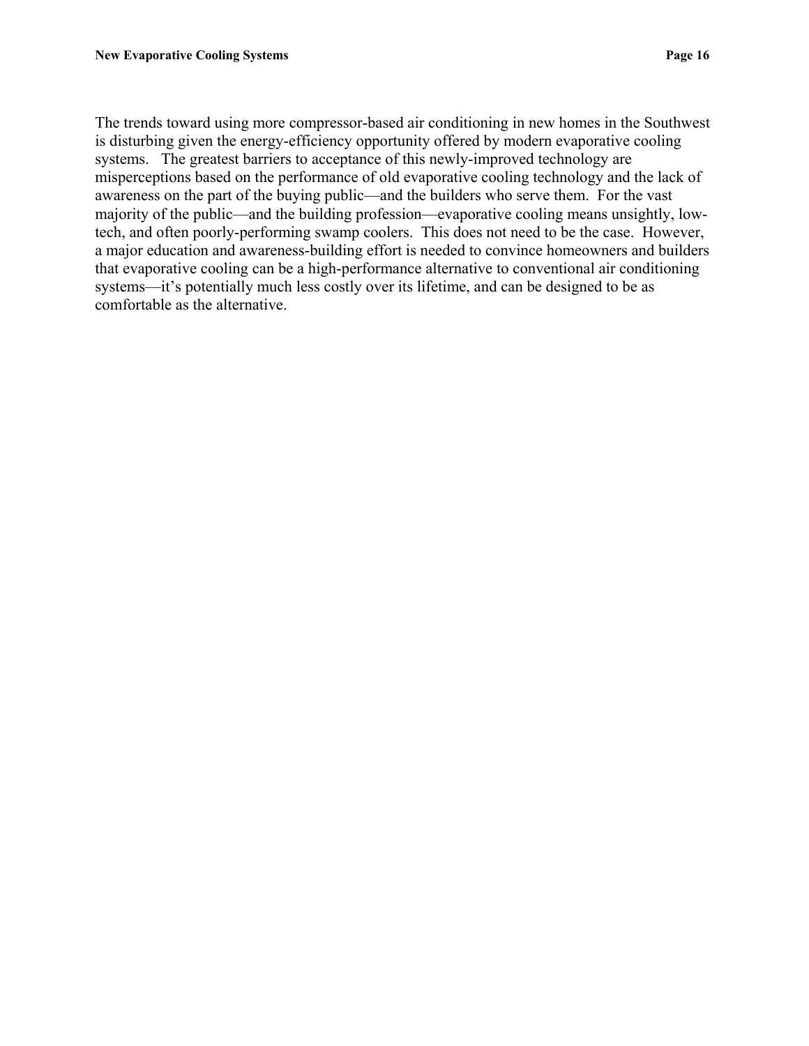The trends toward using more compressor-based air conditioning in new homes in the Southwest is disturbing given the energy-efficiency opportunity offered by modern evaporative cooling systems. The greatest barriers to acceptance of this newly-improved technology are misperceptions based on the performance of old evaporative cooling technology and the lack of awareness on the part of the buying public—and the builders who serve them. For the vast majority of the public—and the building profession—evaporative cooling means unsightly, low-tech, and often poorly-performing swamp coolers. This does not need to be the case. However, a major education and awareness-building effort is needed to convince homeowners and builders that evaporative cooling can be a high-performance alternative to conventional air conditioning systems—it's potentially much less costly over its lifetime, and can be designed to be as comfortable as the alternative.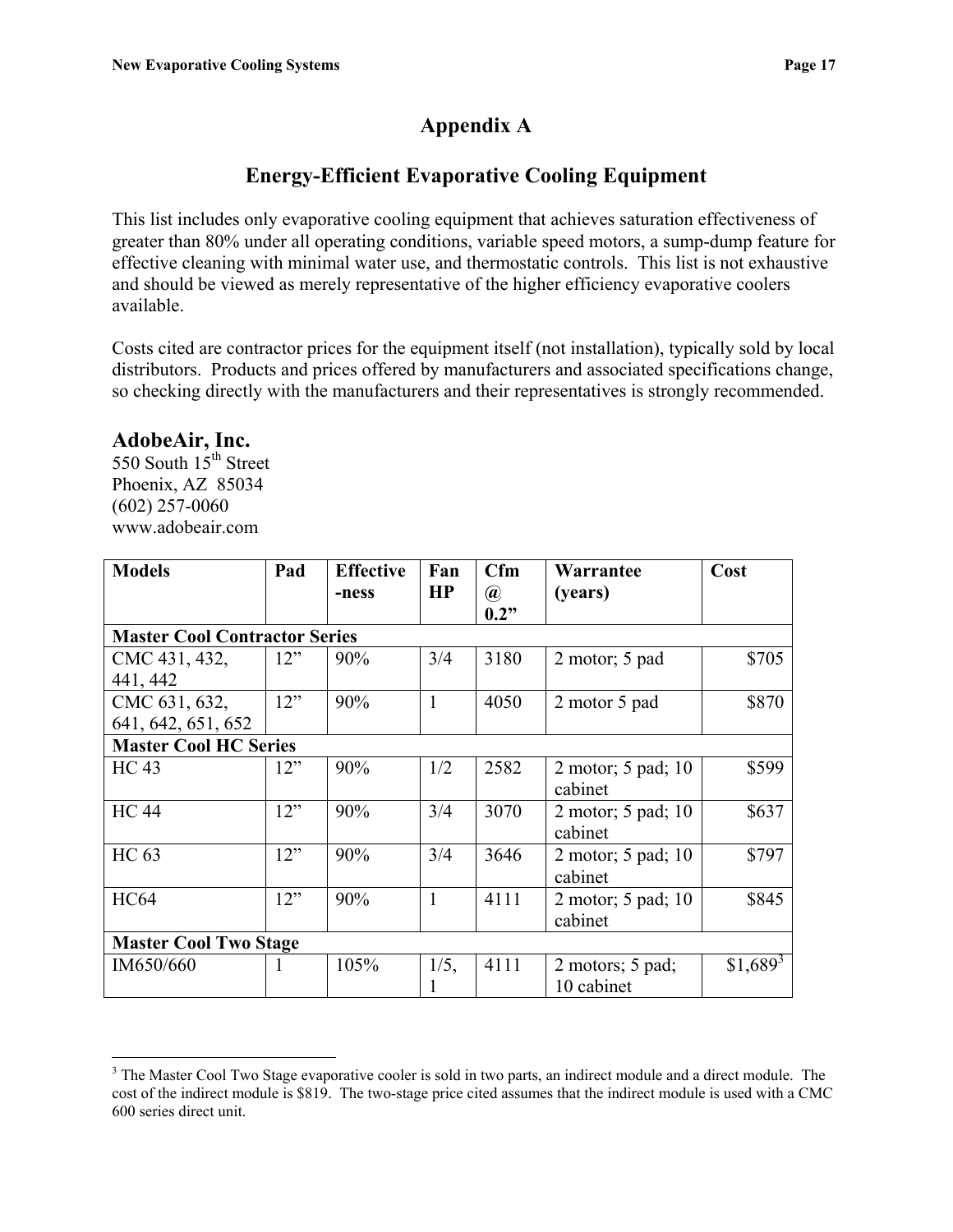# Appendix A

## Energy-Efficient Evaporative Cooling Equipment

This list includes only evaporative cooling equipment that achieves saturation effectiveness of greater than 80% under all operating conditions, variable speed motors, a sump-dump feature for effective cleaning with minimal water use, and thermostatic controls. This list is not exhaustive and should be viewed as merely representative of the higher efficiency evaporative coolers available.

Costs cited are contractor prices for the equipment itself (not installation), typically sold by local distributors. Products and prices offered by manufacturers and associated specifications change, so checking directly with the manufacturers and their representatives is strongly recommended.

### AdobeAir, Inc.

550 South 15th Street
Phoenix, AZ 85034
(602) 257-0060
www.adobeair.com

| Models | Pad | Effective-ness | Fan HP | Cfm @ 0.2" | Warrantee (years) | Cost |
|---|---|---|---|---|---|---|
| **Master Cool Contractor Series** | | | | | | |
| CMC 431, 432, 441, 442 | 12" | 90% | 3/4 | 3180 | 2 motor; 5 pad | $705 |
| CMC 631, 632, 641, 642, 651, 652 | 12" | 90% | 1 | 4050 | 2 motor 5 pad | $870 |
| **Master Cool HC Series** | | | | | | |
| HC 43 | 12" | 90% | 1/2 | 2582 | 2 motor; 5 pad; 10 cabinet | $599 |
| HC 44 | 12" | 90% | 3/4 | 3070 | 2 motor; 5 pad; 10 cabinet | $637 |
| HC 63 | 12" | 90% | 3/4 | 3646 | 2 motor; 5 pad; 10 cabinet | $797 |
| HC64 | 12" | 90% | 1 | 4111 | 2 motor; 5 pad; 10 cabinet | $845 |
| **Master Cool Two Stage** | | | | | | |
| IM650/660 | 1 | 105% | 1/5, 1 | 4111 | 2 motors; 5 pad; 10 cabinet | $1,689[3] |

[3] The Master Cool Two Stage evaporative cooler is sold in two parts, an indirect module and a direct module. The cost of the indirect module is $819. The two-stage price cited assumes that the indirect module is used with a CMC 600 series direct unit.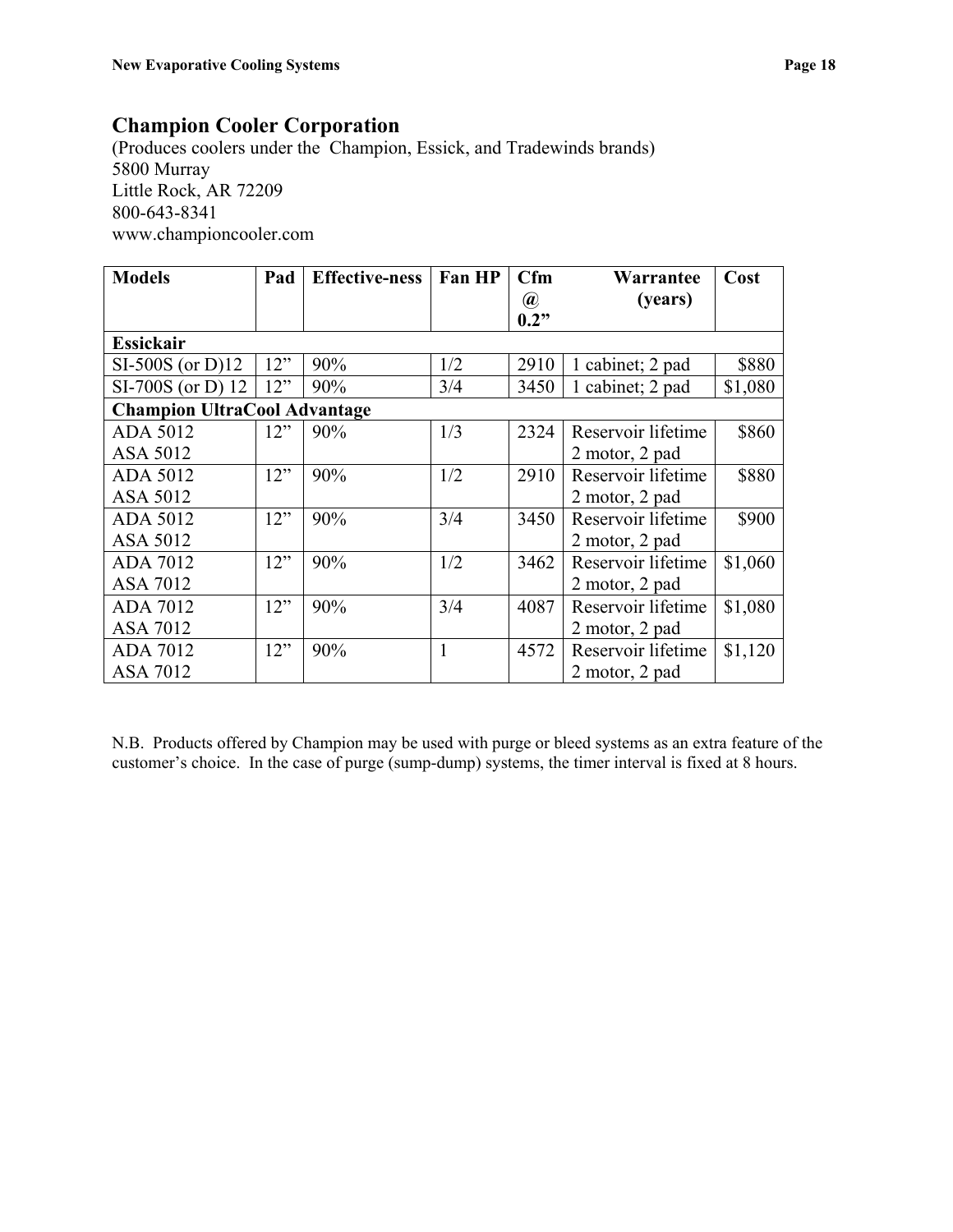## Champion Cooler Corporation

(Produces coolers under the Champion, Essick, and Tradewinds brands)
5800 Murray
Little Rock, AR 72209
800-643-8341
www.championcooler.com

| Models | Pad | Effective-ness | Fan HP | Cfm @ 0.2” | Warrantee (years) | Cost |
|---|---|---|---|---|---|---|
| **Essickair** | | | | | | |
| SI-500S (or D)12 | 12” | 90% | 1/2 | 2910 | 1 cabinet; 2 pad | $880 |
| SI-700S (or D) 12 | 12” | 90% | 3/4 | 3450 | 1 cabinet; 2 pad | $1,080 |
| **Champion UltraCool Advantage** | | | | | | |
| ADA 5012<br>ASA 5012 | 12” | 90% | 1/3 | 2324 | Reservoir lifetime<br>2 motor, 2 pad | $860 |
| ADA 5012<br>ASA 5012 | 12” | 90% | 1/2 | 2910 | Reservoir lifetime<br>2 motor, 2 pad | $880 |
| ADA 5012<br>ASA 5012 | 12” | 90% | 3/4 | 3450 | Reservoir lifetime<br>2 motor, 2 pad | $900 |
| ADA 7012<br>ASA 7012 | 12” | 90% | 1/2 | 3462 | Reservoir lifetime<br>2 motor, 2 pad | $1,060 |
| ADA 7012<br>ASA 7012 | 12” | 90% | 3/4 | 4087 | Reservoir lifetime<br>2 motor, 2 pad | $1,080 |
| ADA 7012<br>ASA 7012 | 12” | 90% | 1 | 4572 | Reservoir lifetime<br>2 motor, 2 pad | $1,120 |

N.B. Products offered by Champion may be used with purge or bleed systems as an extra feature of the customer’s choice. In the case of purge (sump-dump) systems, the timer interval is fixed at 8 hours.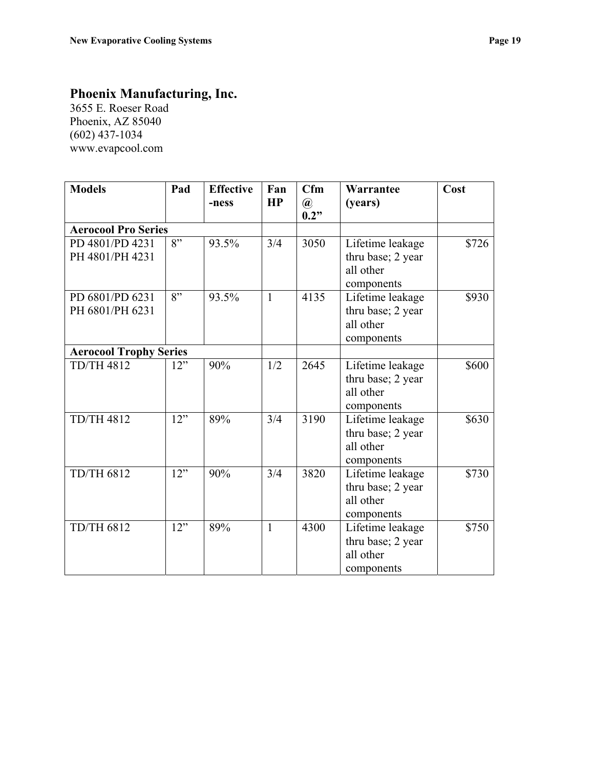## Phoenix Manufacturing, Inc.

3655 E. Roeser Road
Phoenix, AZ 85040
(602) 437-1034
www.evapcool.com

| Models | Pad | Effective-ness | Fan HP | Cfm @ 0.2” | Warrantee (years) | Cost |
|---|---|---|---|---|---|---|
| **Aerocool Pro Series** | | | | | | |
| PD 4801/PD 4231 PH 4801/PH 4231 | 8” | 93.5% | 3/4 | 3050 | Lifetime leakage thru base; 2 year all other components | $726 |
| PD 6801/PD 6231 PH 6801/PH 6231 | 8” | 93.5% | 1 | 4135 | Lifetime leakage thru base; 2 year all other components | $930 |
| **Aerocool Trophy Series** | | | | | | |
| TD/TH 4812 | 12” | 90% | 1/2 | 2645 | Lifetime leakage thru base; 2 year all other components | $600 |
| TD/TH 4812 | 12” | 89% | 3/4 | 3190 | Lifetime leakage thru base; 2 year all other components | $630 |
| TD/TH 6812 | 12” | 90% | 3/4 | 3820 | Lifetime leakage thru base; 2 year all other components | $730 |
| TD/TH 6812 | 12” | 89% | 1 | 4300 | Lifetime leakage thru base; 2 year all other components | $750 |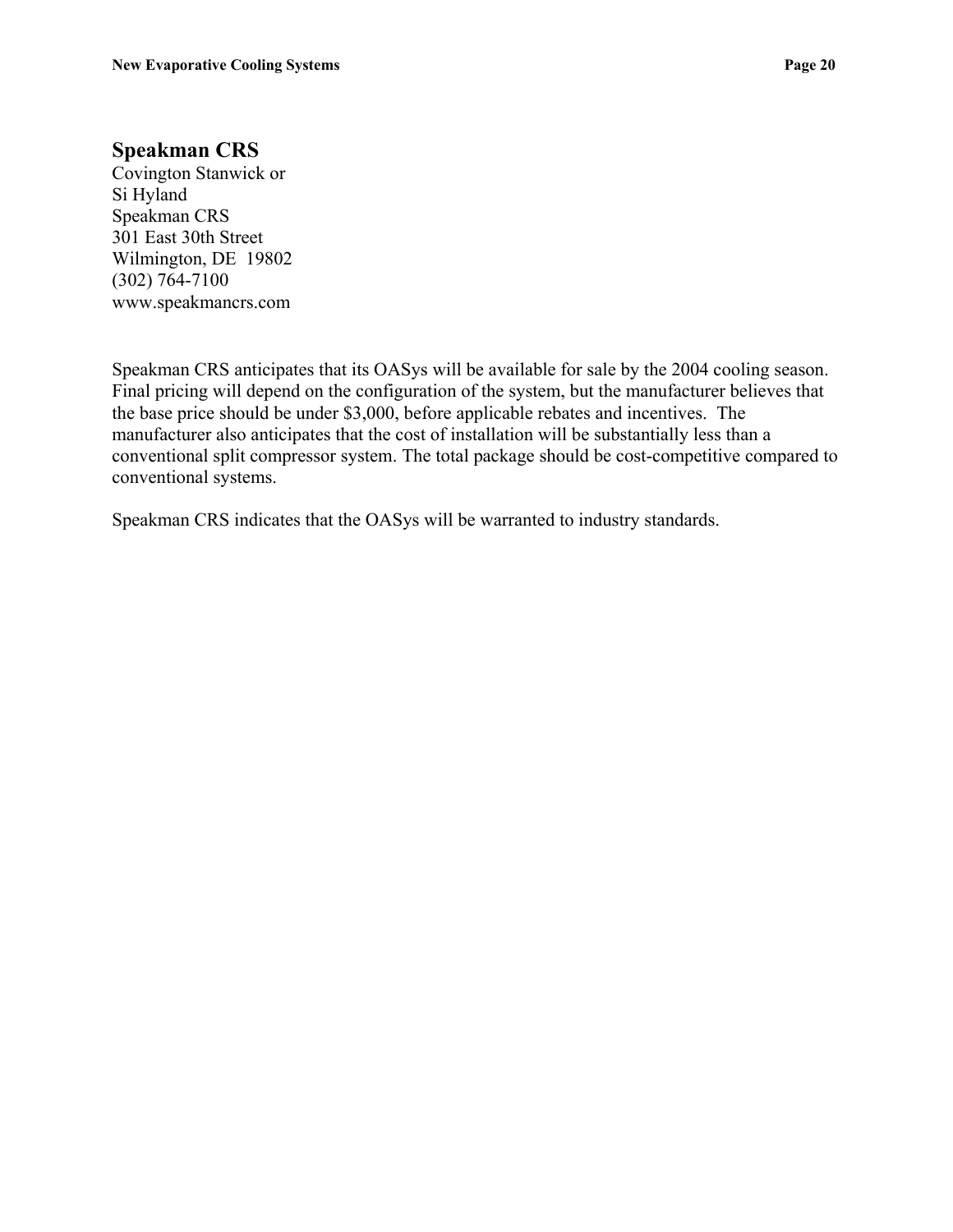## Speakman CRS

Covington Stanwick or
Si Hyland
Speakman CRS
301 East 30th Street
Wilmington, DE 19802
(302) 764-7100
www.speakmancrs.com

Speakman CRS anticipates that its OASys will be available for sale by the 2004 cooling season. Final pricing will depend on the configuration of the system, but the manufacturer believes that the base price should be under $3,000, before applicable rebates and incentives. The manufacturer also anticipates that the cost of installation will be substantially less than a conventional split compressor system. The total package should be cost-competitive compared to conventional systems.

Speakman CRS indicates that the OASys will be warranted to industry standards.